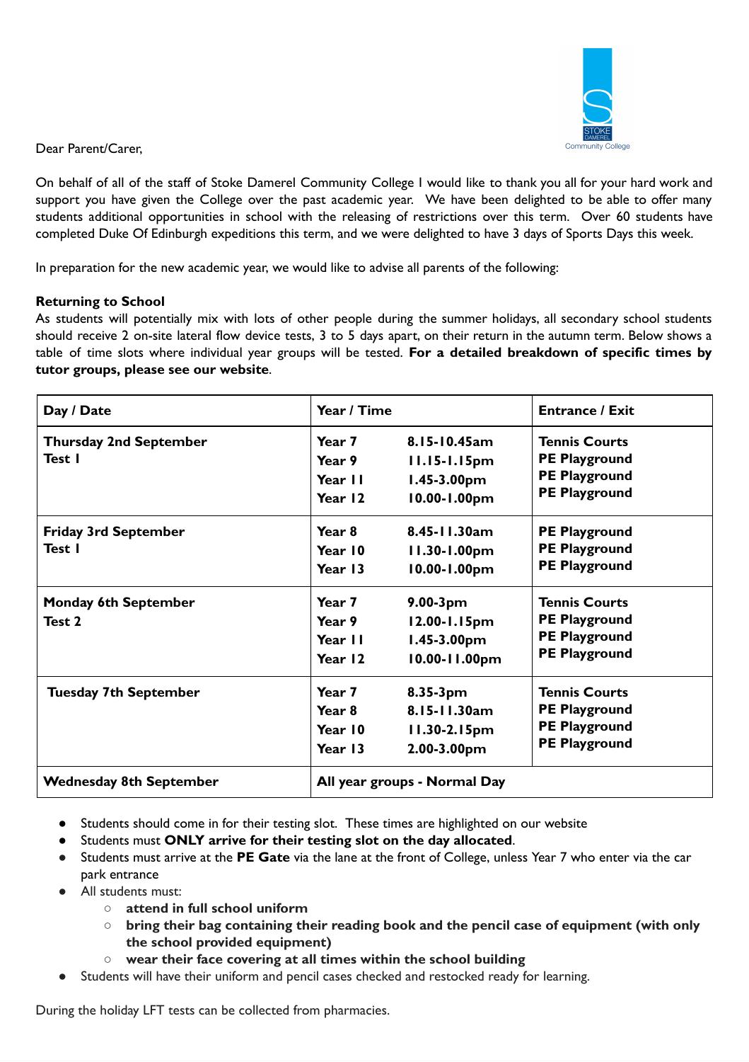Dear Parent/Carer,

On behalf of all of the staff of Stoke Damerel Community College I would like to thank you all for your hard work and support you have given the College over the past academic year. We have been delighted to be able to offer many students additional opportunities in school with the releasing of restrictions over this term. Over 60 students have completed Duke Of Edinburgh expeditions this term, and we were delighted to have 3 days of Sports Days this week.

In preparation for the new academic year, we would like to advise all parents of the following:

**Returning to School**

As students will potentially mix with lots of other people during the summer holidays, all secondary school students should receive 2 on-site lateral flow device tests, 3 to 5 days apart, on their return in the autumn term. Below shows a table of time slots where individual year groups will be tested. **For a detailed breakdown of specific times by tutor groups, please see our website**.

| Day / Date | Year / Time | | Entrance / Exit |
|---|---|---|---|
| **Thursday 2nd September Test 1** | **Year 7**<br>**Year 9**<br>**Year 11**<br>**Year 12** | **8.15-10.45am**<br>**11.15-1.15pm**<br>**1.45-3.00pm**<br>**10.00-1.00pm** | **Tennis Courts**<br>**PE Playground**<br>**PE Playground**<br>**PE Playground** |
| **Friday 3rd September Test 1** | **Year 8**<br>**Year 10**<br>**Year 13** | **8.45-11.30am**<br>**11.30-1.00pm**<br>**10.00-1.00pm** | **PE Playground**<br>**PE Playground**<br>**PE Playground** |
| **Monday 6th September Test 2** | **Year 7**<br>**Year 9**<br>**Year 11**<br>**Year 12** | **9.00-3pm**<br>**12.00-1.15pm**<br>**1.45-3.00pm**<br>**10.00-11.00pm** | **Tennis Courts**<br>**PE Playground**<br>**PE Playground**<br>**PE Playground** |
| **Tuesday 7th September** | **Year 7**<br>**Year 8**<br>**Year 10**<br>**Year 13** | **8.35-3pm**<br>**8.15-11.30am**<br>**11.30-2.15pm**<br>**2.00-3.00pm** | **Tennis Courts**<br>**PE Playground**<br>**PE Playground**<br>**PE Playground** |
| **Wednesday 8th September** | **All year groups - Normal Day** | | |

- Students should come in for their testing slot. These times are highlighted on our website
- Students must **ONLY arrive for their testing slot on the day allocated**.
- Students must arrive at the **PE Gate** via the lane at the front of College, unless Year 7 who enter via the car park entrance
- All students must:
  - **attend in full school uniform**
  - **bring their bag containing their reading book and the pencil case of equipment (with only the school provided equipment)**
  - **wear their face covering at all times within the school building**
- Students will have their uniform and pencil cases checked and restocked ready for learning.

During the holiday LFT tests can be collected from pharmacies.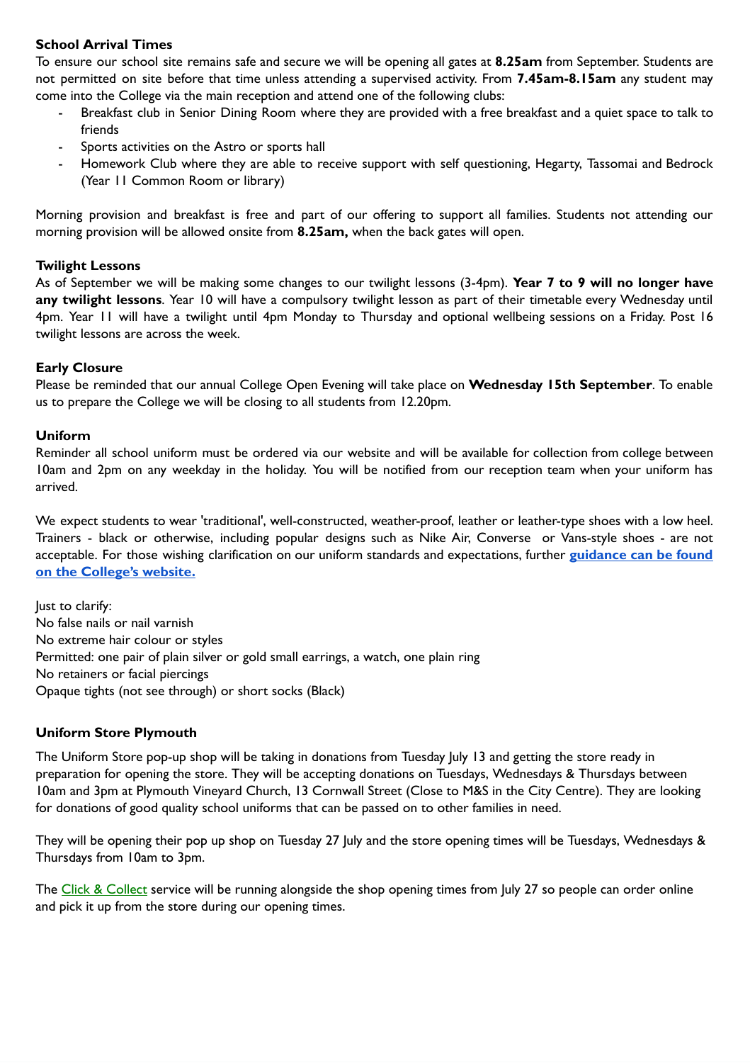**School Arrival Times**

To ensure our school site remains safe and secure we will be opening all gates at **8.25am** from September. Students are not permitted on site before that time unless attending a supervised activity. From **7.45am-8.15am** any student may come into the College via the main reception and attend one of the following clubs:

- Breakfast club in Senior Dining Room where they are provided with a free breakfast and a quiet space to talk to friends
- Sports activities on the Astro or sports hall
- Homework Club where they are able to receive support with self questioning, Hegarty, Tassomai and Bedrock (Year 11 Common Room or library)

Morning provision and breakfast is free and part of our offering to support all families. Students not attending our morning provision will be allowed onsite from **8.25am,** when the back gates will open.

**Twilight Lessons**

As of September we will be making some changes to our twilight lessons (3-4pm). **Year 7 to 9 will no longer have any twilight lessons**. Year 10 will have a compulsory twilight lesson as part of their timetable every Wednesday until 4pm. Year 11 will have a twilight until 4pm Monday to Thursday and optional wellbeing sessions on a Friday. Post 16 twilight lessons are across the week.

**Early Closure**

Please be reminded that our annual College Open Evening will take place on **Wednesday 15th September**. To enable us to prepare the College we will be closing to all students from 12.20pm.

**Uniform**

Reminder all school uniform must be ordered via our website and will be available for collection from college between 10am and 2pm on any weekday in the holiday. You will be notified from our reception team when your uniform has arrived.

We expect students to wear 'traditional', well-constructed, weather-proof, leather or leather-type shoes with a low heel. Trainers - black or otherwise, including popular designs such as Nike Air, Converse or Vans-style shoes - are not acceptable. For those wishing clarification on our uniform standards and expectations, further **guidance can be found on the College's website.**

Just to clarify:
No false nails or nail varnish
No extreme hair colour or styles
Permitted: one pair of plain silver or gold small earrings, a watch, one plain ring
No retainers or facial piercings
Opaque tights (not see through) or short socks (Black)

**Uniform Store Plymouth**

The Uniform Store pop-up shop will be taking in donations from Tuesday July 13 and getting the store ready in preparation for opening the store. They will be accepting donations on Tuesdays, Wednesdays & Thursdays between 10am and 3pm at Plymouth Vineyard Church, 13 Cornwall Street (Close to M&S in the City Centre). They are looking for donations of good quality school uniforms that can be passed on to other families in need.

They will be opening their pop up shop on Tuesday 27 July and the store opening times will be Tuesdays, Wednesdays & Thursdays from 10am to 3pm.

The Click & Collect service will be running alongside the shop opening times from July 27 so people can order online and pick it up from the store during our opening times.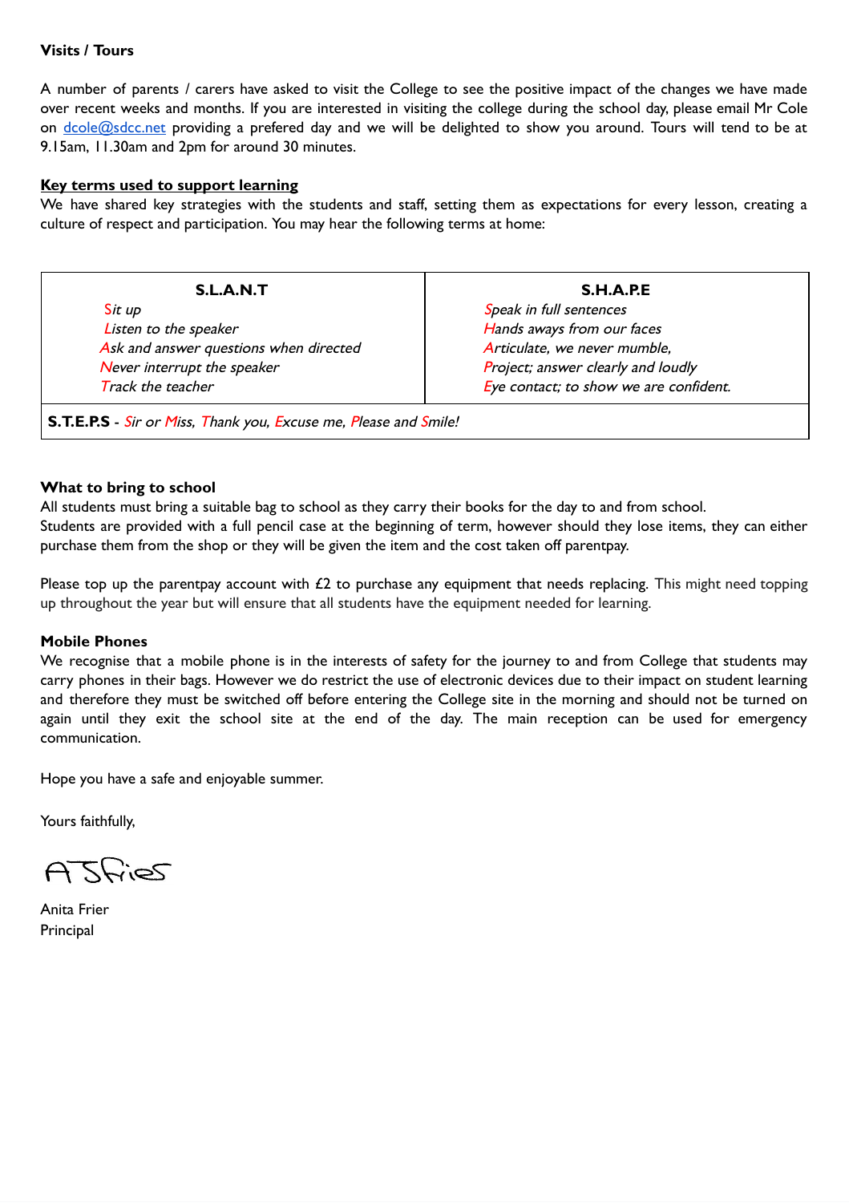**Visits / Tours**

A number of parents / carers have asked to visit the College to see the positive impact of the changes we have made over recent weeks and months. If you are interested in visiting the college during the school day, please email Mr Cole on dcole@sdcc.net providing a prefered day and we will be delighted to show you around. Tours will tend to be at 9.15am, 11.30am and 2pm for around 30 minutes.

**Key terms used to support learning**

We have shared key strategies with the students and staff, setting them as expectations for every lesson, creating a culture of respect and participation. You may hear the following terms at home:

| **S.L.A.N.T** | **S.H.A.P.E** |
|---|---|
| *Sit up*<br>*Listen to the speaker*<br>*Ask and answer questions when directed*<br>*Never interrupt the speaker*<br>*Track the teacher* | *Speak in full sentences*<br>*Hands aways from our faces*<br>*Articulate, we never mumble,*<br>*Project; answer clearly and loudly*<br>*Eye contact; to show we are confident.* |
| **S.T.E.P.S** - *Sir or Miss, Thank you, Excuse me, Please and Smile!* | |

**What to bring to school**

All students must bring a suitable bag to school as they carry their books for the day to and from school.
Students are provided with a full pencil case at the beginning of term, however should they lose items, they can either purchase them from the shop or they will be given the item and the cost taken off parentpay.

Please top up the parentpay account with £2 to purchase any equipment that needs replacing. This might need topping up throughout the year but will ensure that all students have the equipment needed for learning.

**Mobile Phones**

We recognise that a mobile phone is in the interests of safety for the journey to and from College that students may carry phones in their bags. However we do restrict the use of electronic devices due to their impact on student learning and therefore they must be switched off before entering the College site in the morning and should not be turned on again until they exit the school site at the end of the day. The main reception can be used for emergency communication.

Hope you have a safe and enjoyable summer.

Yours faithfully,

A Frier

Anita Frier
Principal